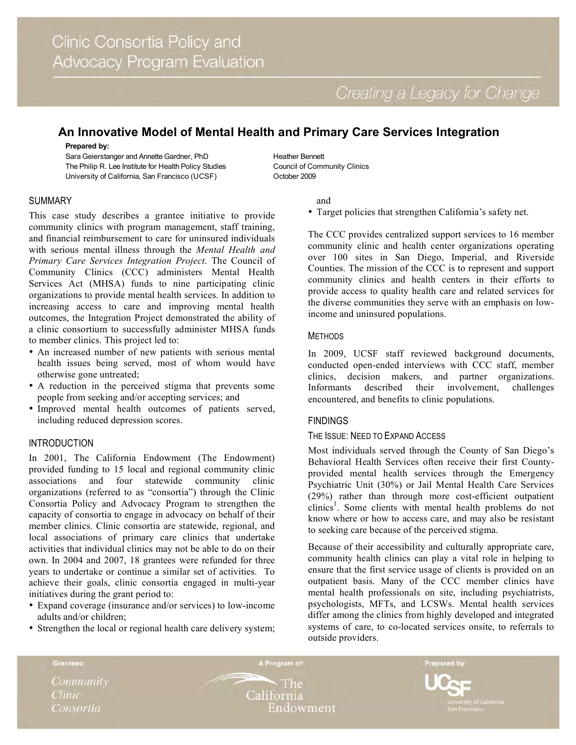# Clinic Consortia Policy and Advocacy Program Evaluation

*Creating a Legacy for Change*

## An Innovative Model of Mental Health and Primary Care Services Integration

**Prepared by:**

Sara Geierstanger and Annette Gardner, PhD
The Philip R. Lee Institute for Health Policy Studies
University of California, San Francisco (UCSF)

Heather Bennett
Council of Community Clinics
October 2009

### SUMMARY

This case study describes a grantee initiative to provide community clinics with program management, staff training, and financial reimbursement to care for uninsured individuals with serious mental illness through the *Mental Health and Primary Care Services Integration Project*. The Council of Community Clinics (CCC) administers Mental Health Services Act (MHSA) funds to nine participating clinic organizations to provide mental health services. In addition to increasing access to care and improving mental health outcomes, the Integration Project demonstrated the ability of a clinic consortium to successfully administer MHSA funds to member clinics. This project led to:

- An increased number of new patients with serious mental health issues being served, most of whom would have otherwise gone untreated;
- A reduction in the perceived stigma that prevents some people from seeking and/or accepting services; and
- Improved mental health outcomes of patients served, including reduced depression scores.

### INTRODUCTION

In 2001, The California Endowment (The Endowment) provided funding to 15 local and regional community clinic associations and four statewide community clinic organizations (referred to as "consortia") through the Clinic Consortia Policy and Advocacy Program to strengthen the capacity of consortia to engage in advocacy on behalf of their member clinics. Clinic consortia are statewide, regional, and local associations of primary care clinics that undertake activities that individual clinics may not be able to do on their own. In 2004 and 2007, 18 grantees were refunded for three years to undertake or continue a similar set of activities. To achieve their goals, clinic consortia engaged in multi-year initiatives during the grant period to:

- Expand coverage (insurance and/or services) to low-income adults and/or children;
- Strengthen the local or regional health care delivery system; and
- Target policies that strengthen California's safety net.

The CCC provides centralized support services to 16 member community clinic and health center organizations operating over 100 sites in San Diego, Imperial, and Riverside Counties. The mission of the CCC is to represent and support community clinics and health centers in their efforts to provide access to quality health care and related services for the diverse communities they serve with an emphasis on low-income and uninsured populations.

### METHODS

In 2009, UCSF staff reviewed background documents, conducted open-ended interviews with CCC staff, member clinics, decision makers, and partner organizations. Informants described their involvement, challenges encountered, and benefits to clinic populations.

### FINDINGS

#### THE ISSUE: NEED TO EXPAND ACCESS

Most individuals served through the County of San Diego's Behavioral Health Services often receive their first County-provided mental health services through the Emergency Psychiatric Unit (30%) or Jail Mental Health Care Services (29%) rather than through more cost-efficient outpatient clinics[1]. Some clients with mental health problems do not know where or how to access care, and may also be resistant to seeking care because of the perceived stigma.

Because of their accessibility and culturally appropriate care, community health clinics can play a vital role in helping to ensure that the first service usage of clients is provided on an outpatient basis. Many of the CCC member clinics have mental health professionals on site, including psychiatrists, psychologists, MFTs, and LCSWs. Mental health services differ among the clinics from highly developed and integrated systems of care, to co-located services onsite, to referrals to outside providers.

Grantees: Community Clinic Consortia | A Program of: The California Endowment | Prepared by: UCSF University of California San Francisco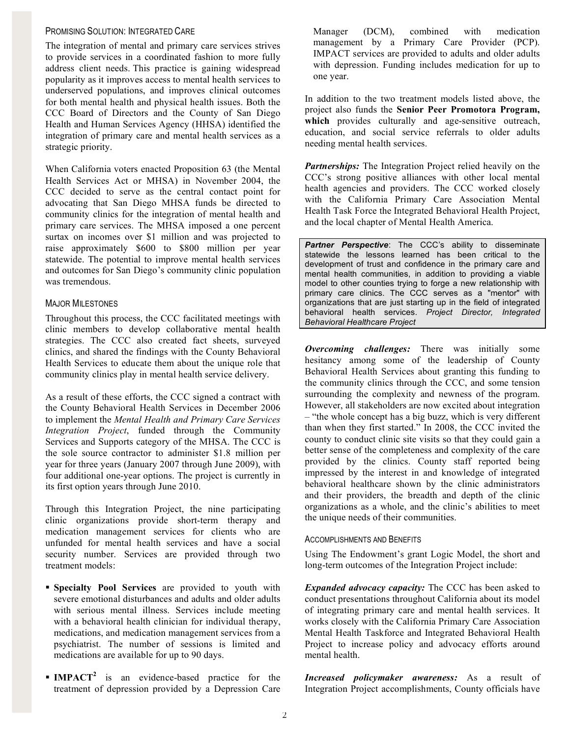### Promising Solution: Integrated Care

The integration of mental and primary care services strives to provide services in a coordinated fashion to more fully address client needs. This practice is gaining widespread popularity as it improves access to mental health services to underserved populations, and improves clinical outcomes for both mental health and physical health issues. Both the CCC Board of Directors and the County of San Diego Health and Human Services Agency (HHSA) identified the integration of primary care and mental health services as a strategic priority.

When California voters enacted Proposition 63 (the Mental Health Services Act or MHSA) in November 2004, the CCC decided to serve as the central contact point for advocating that San Diego MHSA funds be directed to community clinics for the integration of mental health and primary care services. The MHSA imposed a one percent surtax on incomes over $1 million and was projected to raise approximately $600 to $800 million per year statewide. The potential to improve mental health services and outcomes for San Diego's community clinic population was tremendous.

### Major Milestones

Throughout this process, the CCC facilitated meetings with clinic members to develop collaborative mental health strategies. The CCC also created fact sheets, surveyed clinics, and shared the findings with the County Behavioral Health Services to educate them about the unique role that community clinics play in mental health service delivery.

As a result of these efforts, the CCC signed a contract with the County Behavioral Health Services in December 2006 to implement the *Mental Health and Primary Care Services Integration Project*, funded through the Community Services and Supports category of the MHSA. The CCC is the sole source contractor to administer $1.8 million per year for three years (January 2007 through June 2009), with four additional one-year options. The project is currently in its first option years through June 2010.

Through this Integration Project, the nine participating clinic organizations provide short-term therapy and medication management services for clients who are unfunded for mental health services and have a social security number. Services are provided through two treatment models:

- **Specialty Pool Services** are provided to youth with severe emotional disturbances and adults and older adults with serious mental illness. Services include meeting with a behavioral health clinician for individual therapy, medications, and medication management services from a psychiatrist. The number of sessions is limited and medications are available for up to 90 days.
- **IMPACT**[2] is an evidence-based practice for the treatment of depression provided by a Depression Care Manager (DCM), combined with medication management by a Primary Care Provider (PCP). IMPACT services are provided to adults and older adults with depression. Funding includes medication for up to one year.

In addition to the two treatment models listed above, the project also funds the **Senior Peer Promotora Program, which** provides culturally and age-sensitive outreach, education, and social service referrals to older adults needing mental health services.

***Partnerships:*** The Integration Project relied heavily on the CCC's strong positive alliances with other local mental health agencies and providers. The CCC worked closely with the California Primary Care Association Mental Health Task Force the Integrated Behavioral Health Project, and the local chapter of Mental Health America.

> ***Partner Perspective***: The CCC's ability to disseminate statewide the lessons learned has been critical to the development of trust and confidence in the primary care and mental health communities, in addition to providing a viable model to other counties trying to forge a new relationship with primary care clinics. The CCC serves as a "mentor" with organizations that are just starting up in the field of integrated behavioral health services. *Project Director, Integrated Behavioral Healthcare Project*

***Overcoming challenges:*** There was initially some hesitancy among some of the leadership of County Behavioral Health Services about granting this funding to the community clinics through the CCC, and some tension surrounding the complexity and newness of the program. However, all stakeholders are now excited about integration – "the whole concept has a big buzz, which is very different than when they first started." In 2008, the CCC invited the county to conduct clinic site visits so that they could gain a better sense of the completeness and complexity of the care provided by the clinics. County staff reported being impressed by the interest in and knowledge of integrated behavioral healthcare shown by the clinic administrators and their providers, the breadth and depth of the clinic organizations as a whole, and the clinic's abilities to meet the unique needs of their communities.

### Accomplishments and Benefits

Using The Endowment's grant Logic Model, the short and long-term outcomes of the Integration Project include:

***Expanded advocacy capacity:*** The CCC has been asked to conduct presentations throughout California about its model of integrating primary care and mental health services. It works closely with the California Primary Care Association Mental Health Taskforce and Integrated Behavioral Health Project to increase policy and advocacy efforts around mental health.

***Increased policymaker awareness:*** As a result of Integration Project accomplishments, County officials have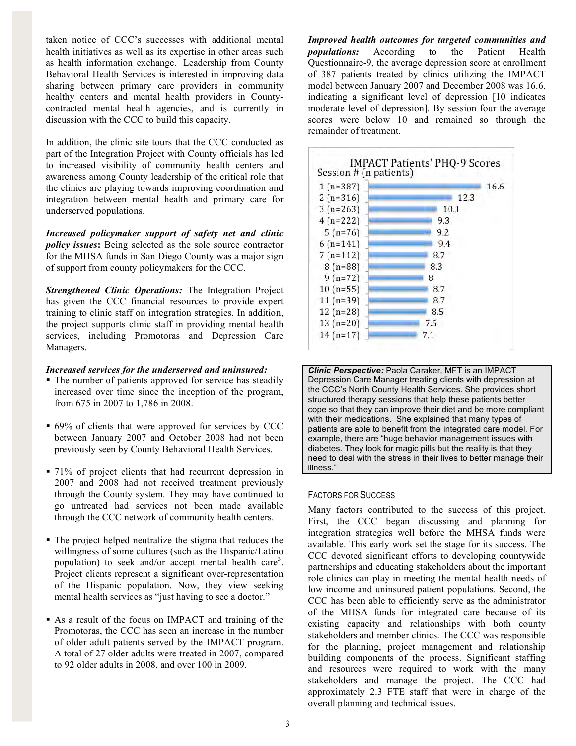taken notice of CCC's successes with additional mental health initiatives as well as its expertise in other areas such as health information exchange. Leadership from County Behavioral Health Services is interested in improving data sharing between primary care providers in community healthy centers and mental health providers in County-contracted mental health agencies, and is currently in discussion with the CCC to build this capacity.

In addition, the clinic site tours that the CCC conducted as part of the Integration Project with County officials has led to increased visibility of community health centers and awareness among County leadership of the critical role that the clinics are playing towards improving coordination and integration between mental health and primary care for underserved populations.

***Increased policymaker support of safety net and clinic policy issues*****:** Being selected as the sole source contractor for the MHSA funds in San Diego County was a major sign of support from county policymakers for the CCC.

***Strengthened Clinic Operations:*** The Integration Project has given the CCC financial resources to provide expert training to clinic staff on integration strategies. In addition, the project supports clinic staff in providing mental health services, including Promotoras and Depression Care Managers.

***Increased services for the underserved and uninsured:***

- The number of patients approved for service has steadily increased over time since the inception of the program, from 675 in 2007 to 1,786 in 2008.
- 69% of clients that were approved for services by CCC between January 2007 and October 2008 had not been previously seen by County Behavioral Health Services.
- 71% of project clients that had recurrent depression in 2007 and 2008 had not received treatment previously through the County system. They may have continued to go untreated had services not been made available through the CCC network of community health centers.
- The project helped neutralize the stigma that reduces the willingness of some cultures (such as the Hispanic/Latino population) to seek and/or accept mental health care[3]. Project clients represent a significant over-representation of the Hispanic population. Now, they view seeking mental health services as "just having to see a doctor."
- As a result of the focus on IMPACT and training of the Promotoras, the CCC has seen an increase in the number of older adult patients served by the IMPACT program. A total of 27 older adults were treated in 2007, compared to 92 older adults in 2008, and over 100 in 2009.

***Improved health outcomes for targeted communities and populations:*** According to the Patient Health Questionnaire-9, the average depression score at enrollment of 387 patients treated by clinics utilizing the IMPACT model between January 2007 and December 2008 was 16.6, indicating a significant level of depression [10 indicates moderate level of depression]. By session four the average scores were below 10 and remained so through the remainder of treatment.

**IMPACT Patients' PHQ-9 Scores**

| Session # (n patients) | Score |
|---|---|
| 1 (n=387) | 16.6 |
| 2 (n=316) | 12.3 |
| 3 (n=263) | 10.1 |
| 4 (n=222) | 9.3 |
| 5 (n=76) | 9.2 |
| 6 (n=141) | 9.4 |
| 7 (n=112) | 8.7 |
| 8 (n=88) | 8.3 |
| 9 (n=72) | 8 |
| 10 (n=55) | 8.7 |
| 11 (n=39) | 8.7 |
| 12 (n=28) | 8.5 |
| 13 (n=20) | 7.5 |
| 14 (n=17) | 7.1 |

***Clinic Perspective:*** Paola Caraker, MFT is an IMPACT Depression Care Manager treating clients with depression at the CCC's North County Health Services. She provides short structured therapy sessions that help these patients better cope so that they can improve their diet and be more compliant with their medications. She explained that many types of patients are able to benefit from the integrated care model. For example, there are "huge behavior management issues with diabetes. They look for magic pills but the reality is that they need to deal with the stress in their lives to better manage their illness."

## FACTORS FOR SUCCESS

Many factors contributed to the success of this project. First, the CCC began discussing and planning for integration strategies well before the MHSA funds were available. This early work set the stage for its success. The CCC devoted significant efforts to developing countywide partnerships and educating stakeholders about the important role clinics can play in meeting the mental health needs of low income and uninsured patient populations. Second, the CCC has been able to efficiently serve as the administrator of the MHSA funds for integrated care because of its existing capacity and relationships with both county stakeholders and member clinics. The CCC was responsible for the planning, project management and relationship building components of the process. Significant staffing and resources were required to work with the many stakeholders and manage the project. The CCC had approximately 2.3 FTE staff that were in charge of the overall planning and technical issues.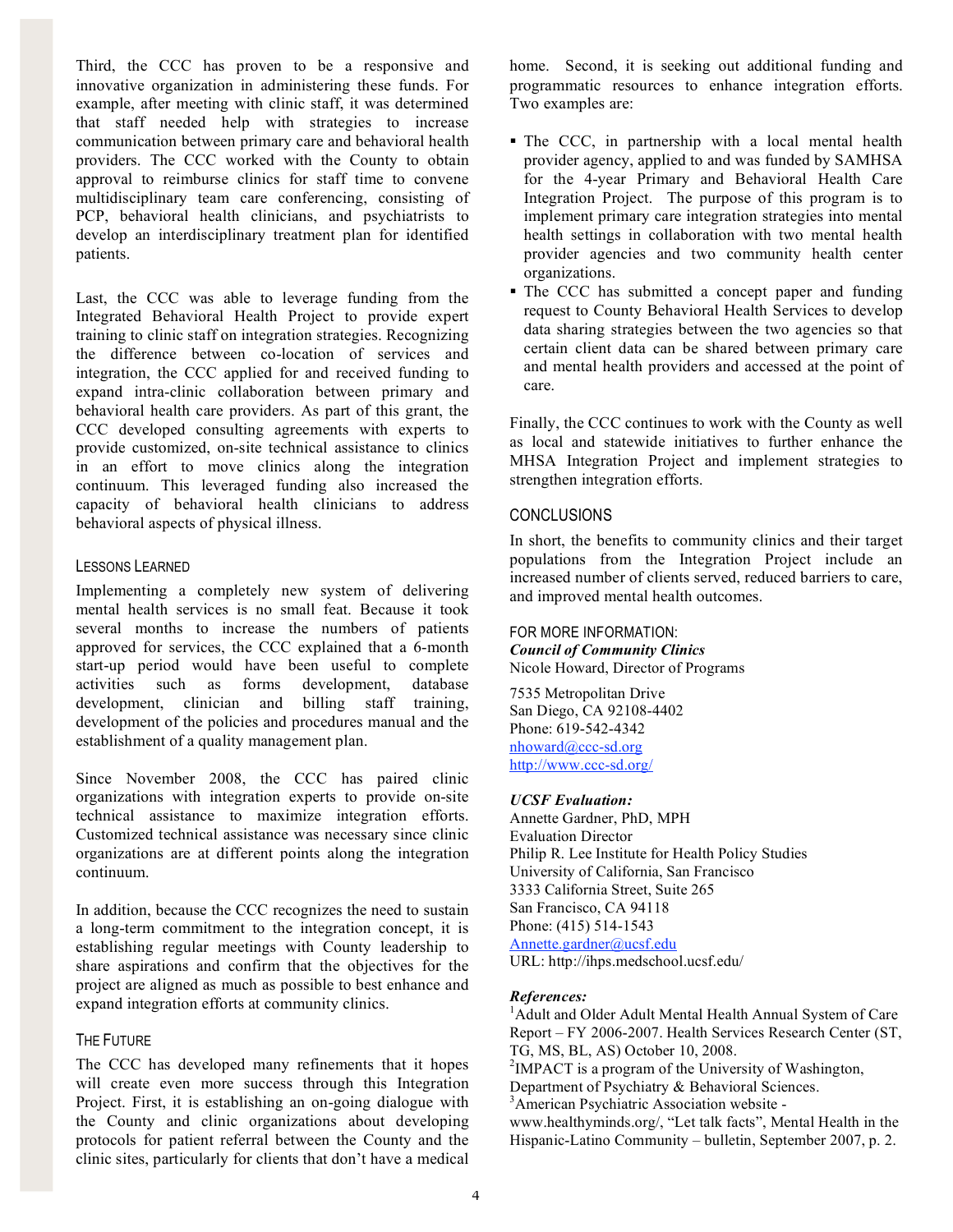Third, the CCC has proven to be a responsive and innovative organization in administering these funds. For example, after meeting with clinic staff, it was determined that staff needed help with strategies to increase communication between primary care and behavioral health providers. The CCC worked with the County to obtain approval to reimburse clinics for staff time to convene multidisciplinary team care conferencing, consisting of PCP, behavioral health clinicians, and psychiatrists to develop an interdisciplinary treatment plan for identified patients.

Last, the CCC was able to leverage funding from the Integrated Behavioral Health Project to provide expert training to clinic staff on integration strategies. Recognizing the difference between co-location of services and integration, the CCC applied for and received funding to expand intra-clinic collaboration between primary and behavioral health care providers. As part of this grant, the CCC developed consulting agreements with experts to provide customized, on-site technical assistance to clinics in an effort to move clinics along the integration continuum. This leveraged funding also increased the capacity of behavioral health clinicians to address behavioral aspects of physical illness.

## Lessons Learned

Implementing a completely new system of delivering mental health services is no small feat. Because it took several months to increase the numbers of patients approved for services, the CCC explained that a 6-month start-up period would have been useful to complete activities such as forms development, database development, clinician and billing staff training, development of the policies and procedures manual and the establishment of a quality management plan.

Since November 2008, the CCC has paired clinic organizations with integration experts to provide on-site technical assistance to maximize integration efforts. Customized technical assistance was necessary since clinic organizations are at different points along the integration continuum.

In addition, because the CCC recognizes the need to sustain a long-term commitment to the integration concept, it is establishing regular meetings with County leadership to share aspirations and confirm that the objectives for the project are aligned as much as possible to best enhance and expand integration efforts at community clinics.

## The Future

The CCC has developed many refinements that it hopes will create even more success through this Integration Project. First, it is establishing an on-going dialogue with the County and clinic organizations about developing protocols for patient referral between the County and the clinic sites, particularly for clients that don't have a medical home. Second, it is seeking out additional funding and programmatic resources to enhance integration efforts. Two examples are:

- The CCC, in partnership with a local mental health provider agency, applied to and was funded by SAMHSA for the 4-year Primary and Behavioral Health Care Integration Project. The purpose of this program is to implement primary care integration strategies into mental health settings in collaboration with two mental health provider agencies and two community health center organizations.
- The CCC has submitted a concept paper and funding request to County Behavioral Health Services to develop data sharing strategies between the two agencies so that certain client data can be shared between primary care and mental health providers and accessed at the point of care.

Finally, the CCC continues to work with the County as well as local and statewide initiatives to further enhance the MHSA Integration Project and implement strategies to strengthen integration efforts.

## Conclusions

In short, the benefits to community clinics and their target populations from the Integration Project include an increased number of clients served, reduced barriers to care, and improved mental health outcomes.

## For More Information:

***Council of Community Clinics***
Nicole Howard, Director of Programs

7535 Metropolitan Drive
San Diego, CA 92108-4402
Phone: 619-542-4342
nhoward@ccc-sd.org
http://www.ccc-sd.org/

***UCSF Evaluation:***
Annette Gardner, PhD, MPH
Evaluation Director
Philip R. Lee Institute for Health Policy Studies
University of California, San Francisco
3333 California Street, Suite 265
San Francisco, CA 94118
Phone: (415) 514-1543
Annette.gardner@ucsf.edu
URL: http://ihps.medschool.ucsf.edu/

***References:***

[1] Adult and Older Adult Mental Health Annual System of Care Report – FY 2006-2007. Health Services Research Center (ST, TG, MS, BL, AS) October 10, 2008.

[2] IMPACT is a program of the University of Washington, Department of Psychiatry & Behavioral Sciences.

[3] American Psychiatric Association website - www.healthyminds.org/, "Let talk facts", Mental Health in the Hispanic-Latino Community – bulletin, September 2007, p. 2.